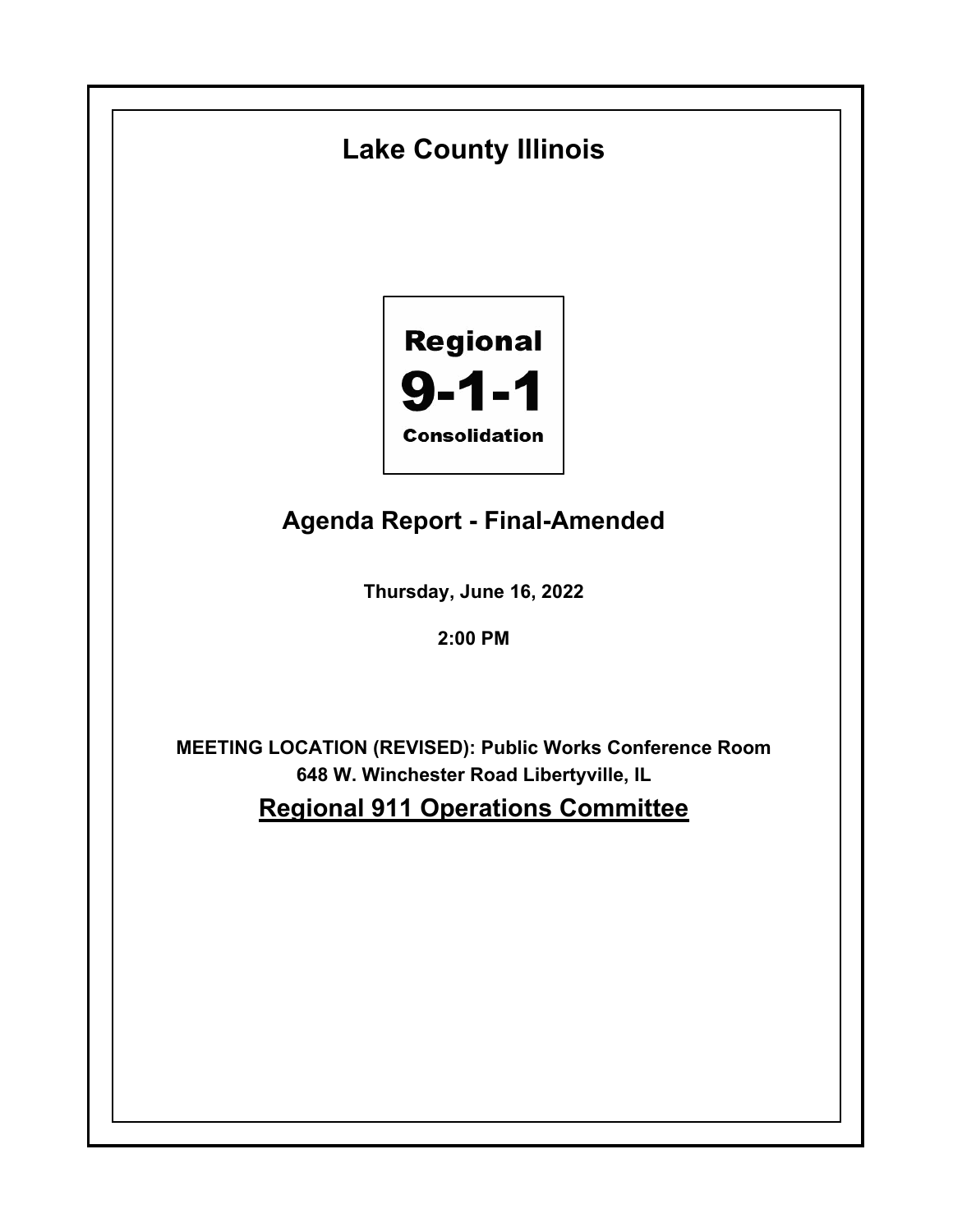# Lake County Illinois

**Regional**
**9-1-1**
**Consolidation**

## Agenda Report - Final-Amended

**Thursday, June 16, 2022**

**2:00 PM**

**MEETING LOCATION (REVISED): Public Works Conference Room**
**648 W. Winchester Road Libertyville, IL**

## Regional 911 Operations Committee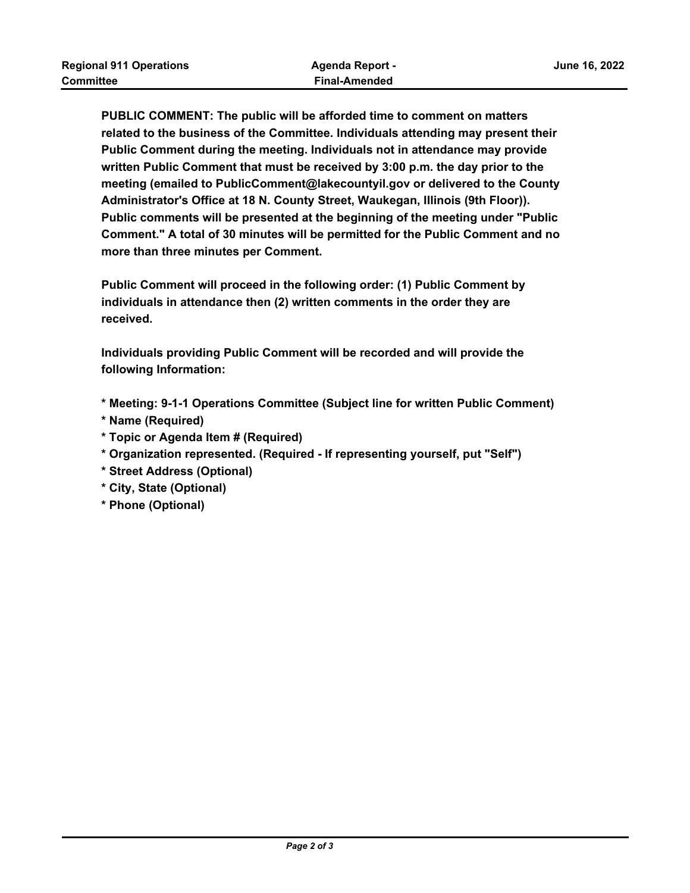**PUBLIC COMMENT: The public will be afforded time to comment on matters related to the business of the Committee. Individuals attending may present their Public Comment during the meeting. Individuals not in attendance may provide written Public Comment that must be received by 3:00 p.m. the day prior to the meeting (emailed to PublicComment@lakecountyil.gov or delivered to the County Administrator's Office at 18 N. County Street, Waukegan, Illinois (9th Floor)). Public comments will be presented at the beginning of the meeting under "Public Comment." A total of 30 minutes will be permitted for the Public Comment and no more than three minutes per Comment.**

**Public Comment will proceed in the following order: (1) Public Comment by individuals in attendance then (2) written comments in the order they are received.**

**Individuals providing Public Comment will be recorded and will provide the following Information:**

**\* Meeting: 9-1-1 Operations Committee (Subject line for written Public Comment)**
**\* Name (Required)**
**\* Topic or Agenda Item # (Required)**
**\* Organization represented. (Required - If representing yourself, put "Self")**
**\* Street Address (Optional)**
**\* City, State (Optional)**
**\* Phone (Optional)**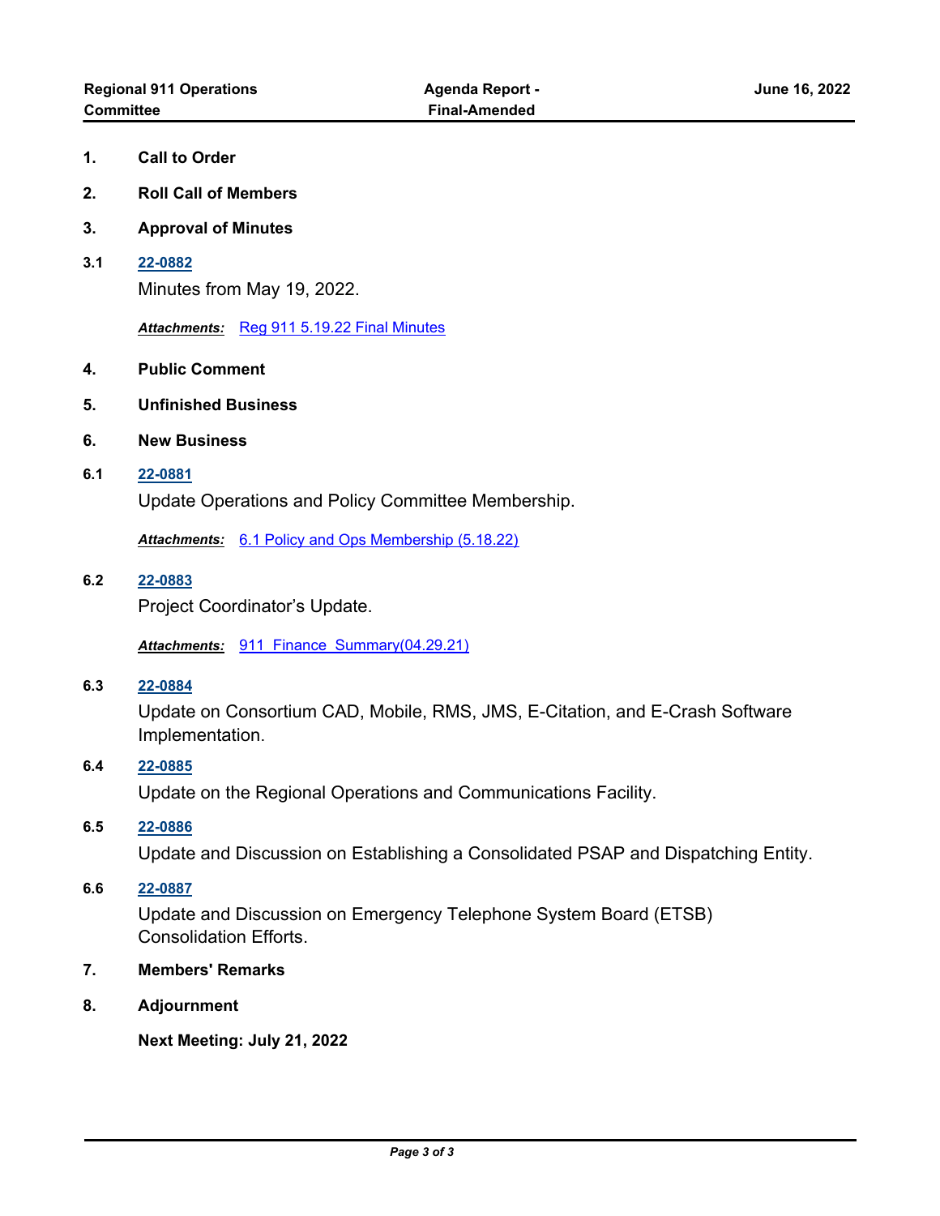1. **Call to Order**

2. **Roll Call of Members**

3. **Approval of Minutes**

**3.1** **22-0882**

Minutes from May 19, 2022.

***Attachments:*** Reg 911 5.19.22 Final Minutes

4. **Public Comment**

5. **Unfinished Business**

6. **New Business**

**6.1** **22-0881**

Update Operations and Policy Committee Membership.

***Attachments:*** 6.1 Policy and Ops Membership (5.18.22)

**6.2** **22-0883**

Project Coordinator's Update.

***Attachments:*** 911_Finance_Summary(04.29.21)

**6.3** **22-0884**

Update on Consortium CAD, Mobile, RMS, JMS, E-Citation, and E-Crash Software Implementation.

**6.4** **22-0885**

Update on the Regional Operations and Communications Facility.

**6.5** **22-0886**

Update and Discussion on Establishing a Consolidated PSAP and Dispatching Entity.

**6.6** **22-0887**

Update and Discussion on Emergency Telephone System Board (ETSB) Consolidation Efforts.

7. **Members' Remarks**

8. **Adjournment**

**Next Meeting: July 21, 2022**